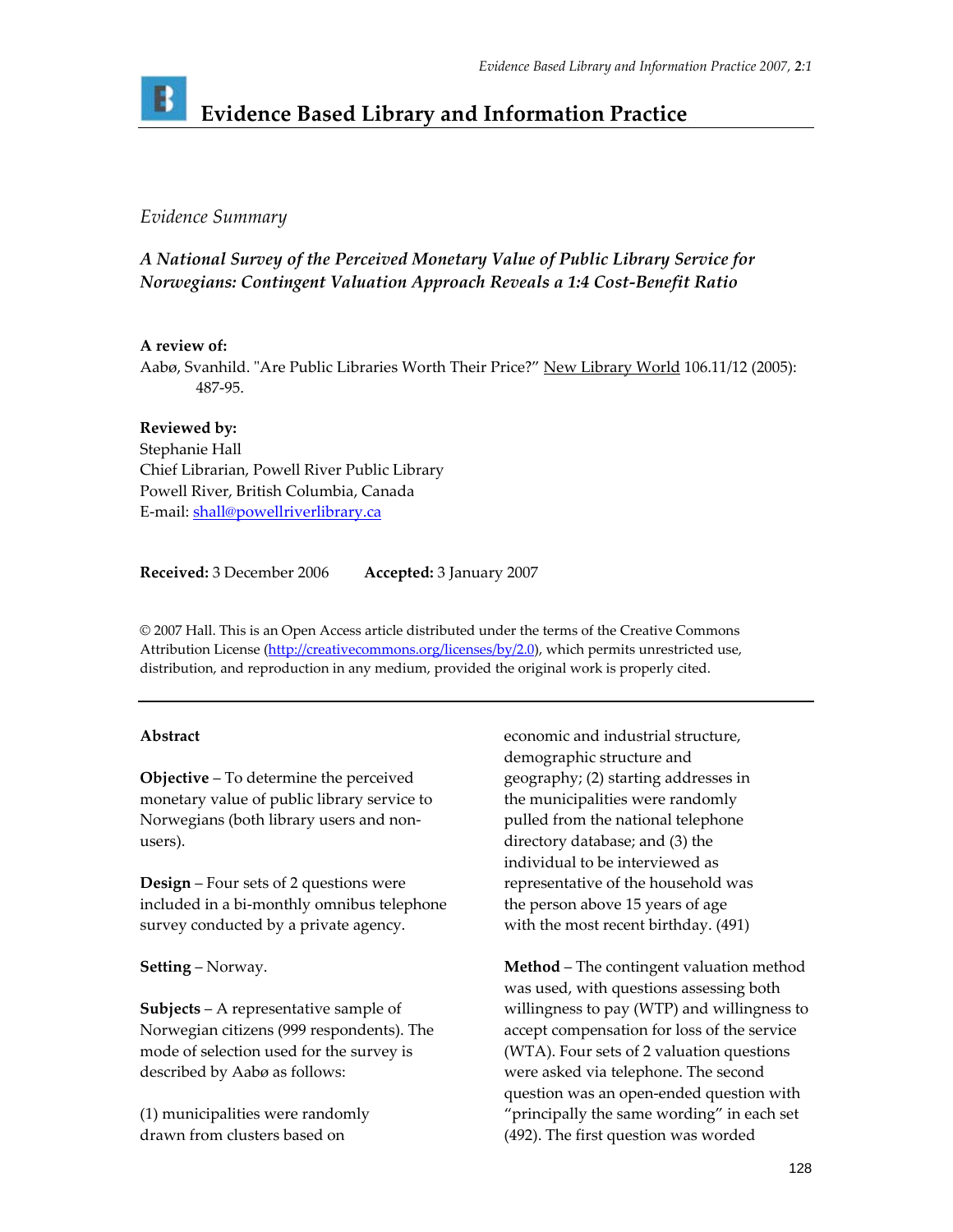# Evidence Based Library and Information Practice

*Evidence Summary*

## *A National Survey of the Perceived Monetary Value of Public Library Service for Norwegians: Contingent Valuation Approach Reveals a 1:4 Cost-Benefit Ratio*

**A review of:**
Aabø, Svanhild. "Are Public Libraries Worth Their Price?" New Library World 106.11/12 (2005): 487-95.

**Reviewed by:**
Stephanie Hall
Chief Librarian, Powell River Public Library
Powell River, British Columbia, Canada
E-mail: shall@powellriverlibrary.ca

**Received:** 3 December 2006 **Accepted:** 3 January 2007

© 2007 Hall. This is an Open Access article distributed under the terms of the Creative Commons Attribution License (http://creativecommons.org/licenses/by/2.0), which permits unrestricted use, distribution, and reproduction in any medium, provided the original work is properly cited.

---

**Abstract**

**Objective** – To determine the perceived monetary value of public library service to Norwegians (both library users and non-users).

**Design** – Four sets of 2 questions were included in a bi-monthly omnibus telephone survey conducted by a private agency.

**Setting** – Norway.

**Subjects** – A representative sample of Norwegian citizens (999 respondents). The mode of selection used for the survey is described by Aabø as follows:

> (1) municipalities were randomly drawn from clusters based on economic and industrial structure, demographic structure and geography; (2) starting addresses in the municipalities were randomly pulled from the national telephone directory database; and (3) the individual to be interviewed as representative of the household was the person above 15 years of age with the most recent birthday. (491)

**Method** – The contingent valuation method was used, with questions assessing both willingness to pay (WTP) and willingness to accept compensation for loss of the service (WTA). Four sets of 2 valuation questions were asked via telephone. The second question was an open-ended question with "principally the same wording" in each set (492). The first question was worded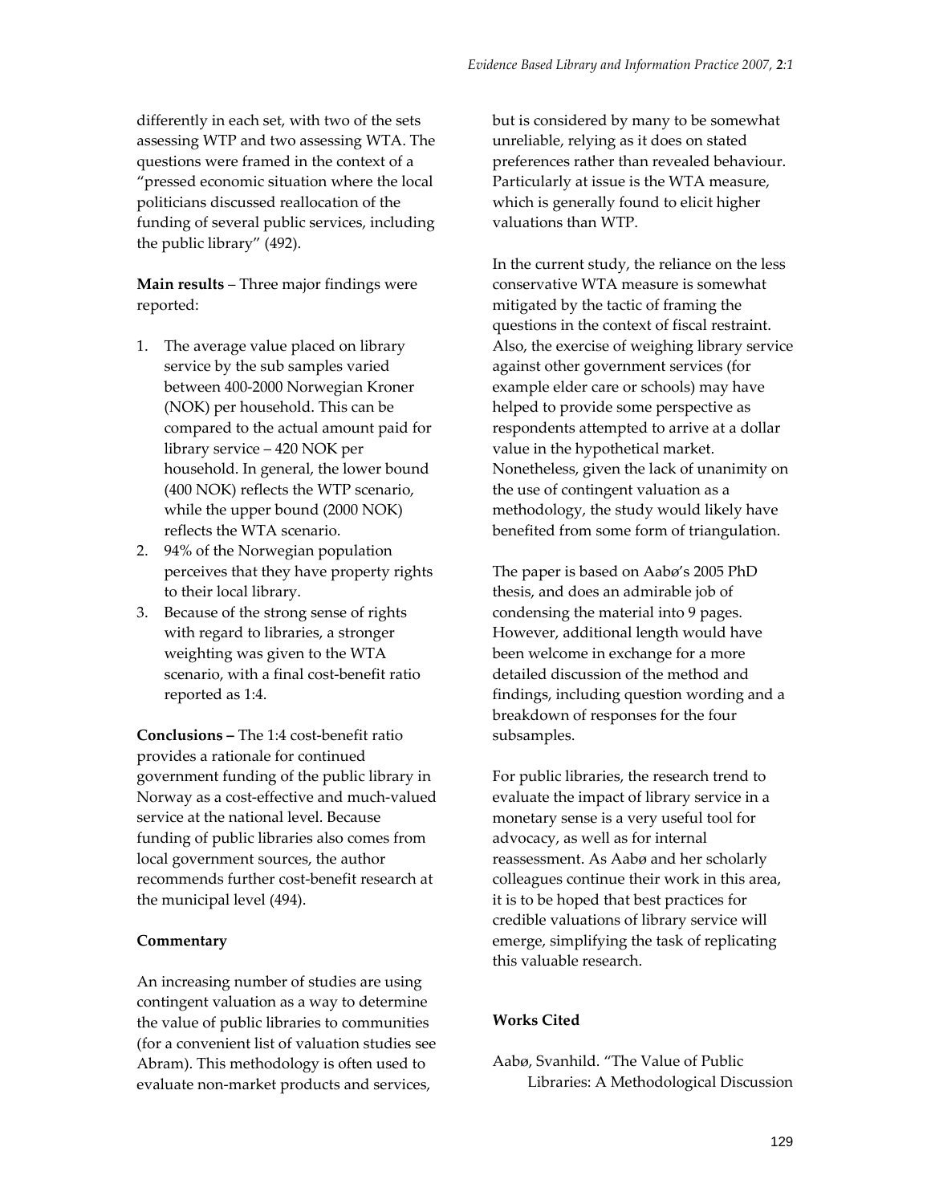differently in each set, with two of the sets assessing WTP and two assessing WTA. The questions were framed in the context of a "pressed economic situation where the local politicians discussed reallocation of the funding of several public services, including the public library" (492).

**Main results** – Three major findings were reported:

1. The average value placed on library service by the sub samples varied between 400-2000 Norwegian Kroner (NOK) per household. This can be compared to the actual amount paid for library service – 420 NOK per household. In general, the lower bound (400 NOK) reflects the WTP scenario, while the upper bound (2000 NOK) reflects the WTA scenario.
2. 94% of the Norwegian population perceives that they have property rights to their local library.
3. Because of the strong sense of rights with regard to libraries, a stronger weighting was given to the WTA scenario, with a final cost-benefit ratio reported as 1:4.

**Conclusions –** The 1:4 cost-benefit ratio provides a rationale for continued government funding of the public library in Norway as a cost-effective and much-valued service at the national level. Because funding of public libraries also comes from local government sources, the author recommends further cost-benefit research at the municipal level (494).

**Commentary**

An increasing number of studies are using contingent valuation as a way to determine the value of public libraries to communities (for a convenient list of valuation studies see Abram). This methodology is often used to evaluate non-market products and services, but is considered by many to be somewhat unreliable, relying as it does on stated preferences rather than revealed behaviour. Particularly at issue is the WTA measure, which is generally found to elicit higher valuations than WTP.

In the current study, the reliance on the less conservative WTA measure is somewhat mitigated by the tactic of framing the questions in the context of fiscal restraint. Also, the exercise of weighing library service against other government services (for example elder care or schools) may have helped to provide some perspective as respondents attempted to arrive at a dollar value in the hypothetical market. Nonetheless, given the lack of unanimity on the use of contingent valuation as a methodology, the study would likely have benefited from some form of triangulation.

The paper is based on Aabø's 2005 PhD thesis, and does an admirable job of condensing the material into 9 pages. However, additional length would have been welcome in exchange for a more detailed discussion of the method and findings, including question wording and a breakdown of responses for the four subsamples.

For public libraries, the research trend to evaluate the impact of library service in a monetary sense is a very useful tool for advocacy, as well as for internal reassessment. As Aabø and her scholarly colleagues continue their work in this area, it is to be hoped that best practices for credible valuations of library service will emerge, simplifying the task of replicating this valuable research.

**Works Cited**

Aabø, Svanhild. "The Value of Public Libraries: A Methodological Discussion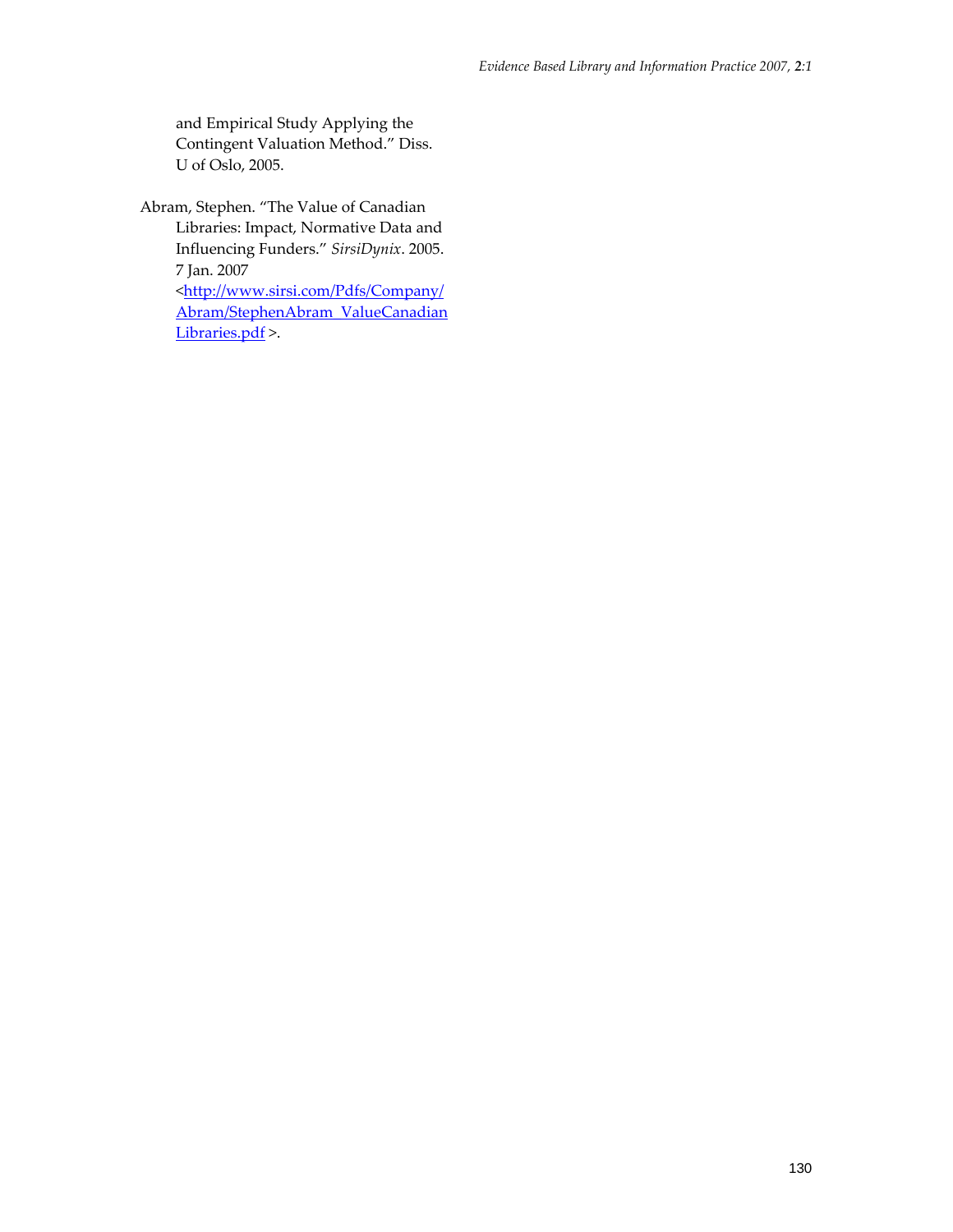and Empirical Study Applying the Contingent Valuation Method." Diss. U of Oslo, 2005.

Abram, Stephen. "The Value of Canadian Libraries: Impact, Normative Data and Influencing Funders." *SirsiDynix*. 2005. 7 Jan. 2007 <http://www.sirsi.com/Pdfs/Company/Abram/StephenAbram_ValueCanadianLibraries.pdf >.